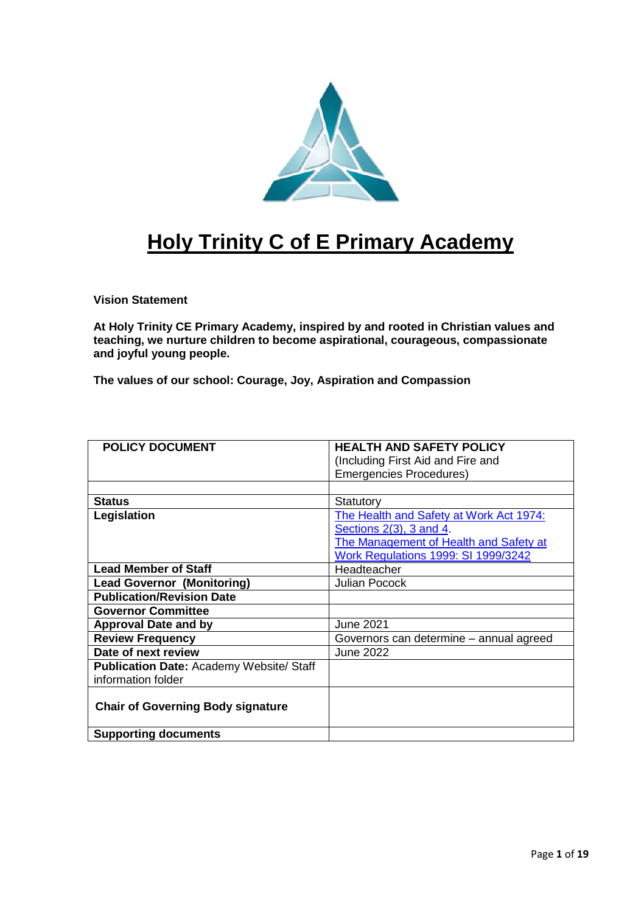# Holy Trinity C of E Primary Academy

**Vision Statement**

**At Holy Trinity CE Primary Academy, inspired by and rooted in Christian values and teaching, we nurture children to become aspirational, courageous, compassionate and joyful young people.**

**The values of our school: Courage, Joy, Aspiration and Compassion**

| **POLICY DOCUMENT** | **HEALTH AND SAFETY POLICY** (Including First Aid and Fire and Emergencies Procedures) |
|---|---|
| | |
| **Status** | Statutory |
| **Legislation** | The Health and Safety at Work Act 1974: Sections 2(3), 3 and 4. The Management of Health and Safety at Work Regulations 1999: SI 1999/3242 |
| **Lead Member of Staff** | Headteacher |
| **Lead Governor (Monitoring)** | Julian Pocock |
| **Publication/Revision Date** | |
| **Governor Committee** | |
| **Approval Date and by** | June 2021 |
| **Review Frequency** | Governors can determine – annual agreed |
| **Date of next review** | June 2022 |
| **Publication Date:** Academy Website/ Staff information folder | |
| **Chair of Governing Body signature** | |
| **Supporting documents** | |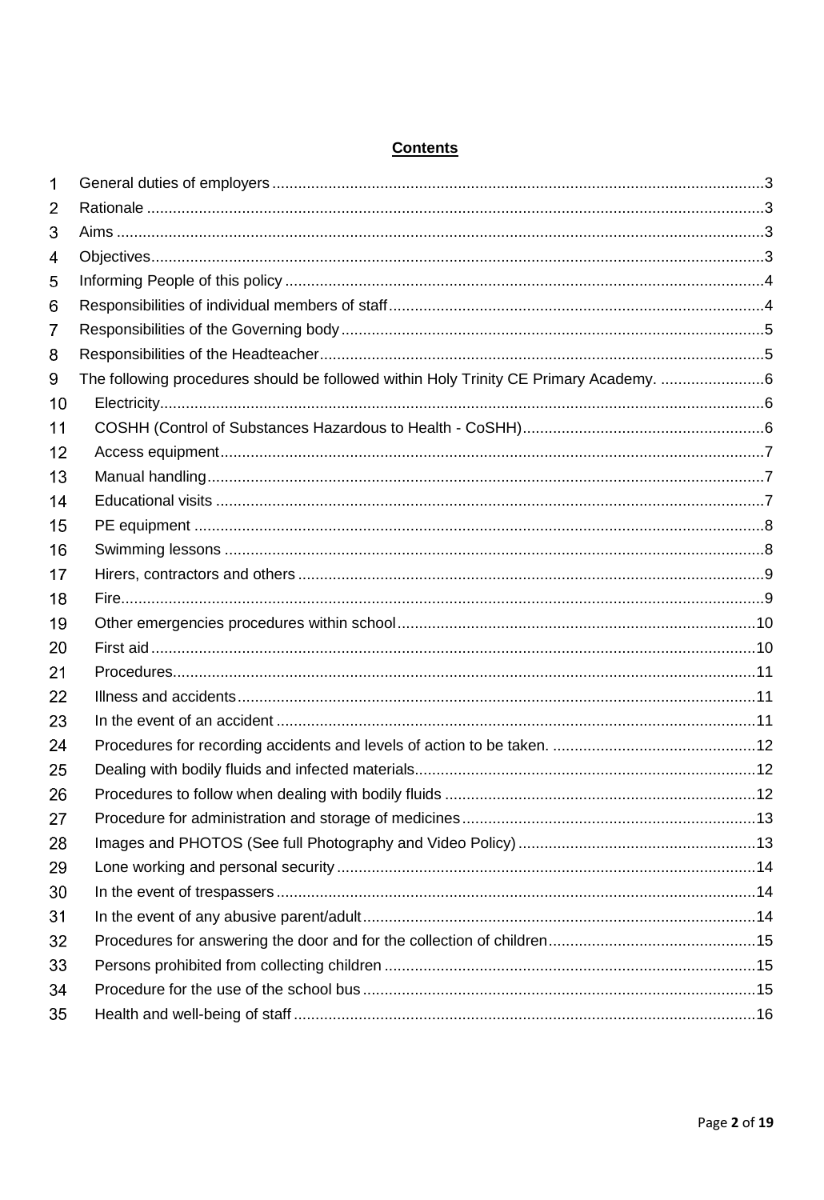**Contents**

1 General duties of employers ... 3
2 Rationale ... 3
3 Aims ... 3
4 Objectives ... 3
5 Informing People of this policy ... 4
6 Responsibilities of individual members of staff ... 4
7 Responsibilities of the Governing body ... 5
8 Responsibilities of the Headteacher ... 5
9 The following procedures should be followed within Holy Trinity CE Primary Academy. ... 6
10 Electricity ... 6
11 COSHH (Control of Substances Hazardous to Health - CoSHH) ... 6
12 Access equipment ... 7
13 Manual handling ... 7
14 Educational visits ... 7
15 PE equipment ... 8
16 Swimming lessons ... 8
17 Hirers, contractors and others ... 9
18 Fire ... 9
19 Other emergencies procedures within school ... 10
20 First aid ... 10
21 Procedures ... 11
22 Illness and accidents ... 11
23 In the event of an accident ... 11
24 Procedures for recording accidents and levels of action to be taken. ... 12
25 Dealing with bodily fluids and infected materials ... 12
26 Procedures to follow when dealing with bodily fluids ... 12
27 Procedure for administration and storage of medicines ... 13
28 Images and PHOTOS (See full Photography and Video Policy) ... 13
29 Lone working and personal security ... 14
30 In the event of trespassers ... 14
31 In the event of any abusive parent/adult ... 14
32 Procedures for answering the door and for the collection of children ... 15
33 Persons prohibited from collecting children ... 15
34 Procedure for the use of the school bus ... 15
35 Health and well-being of staff ... 16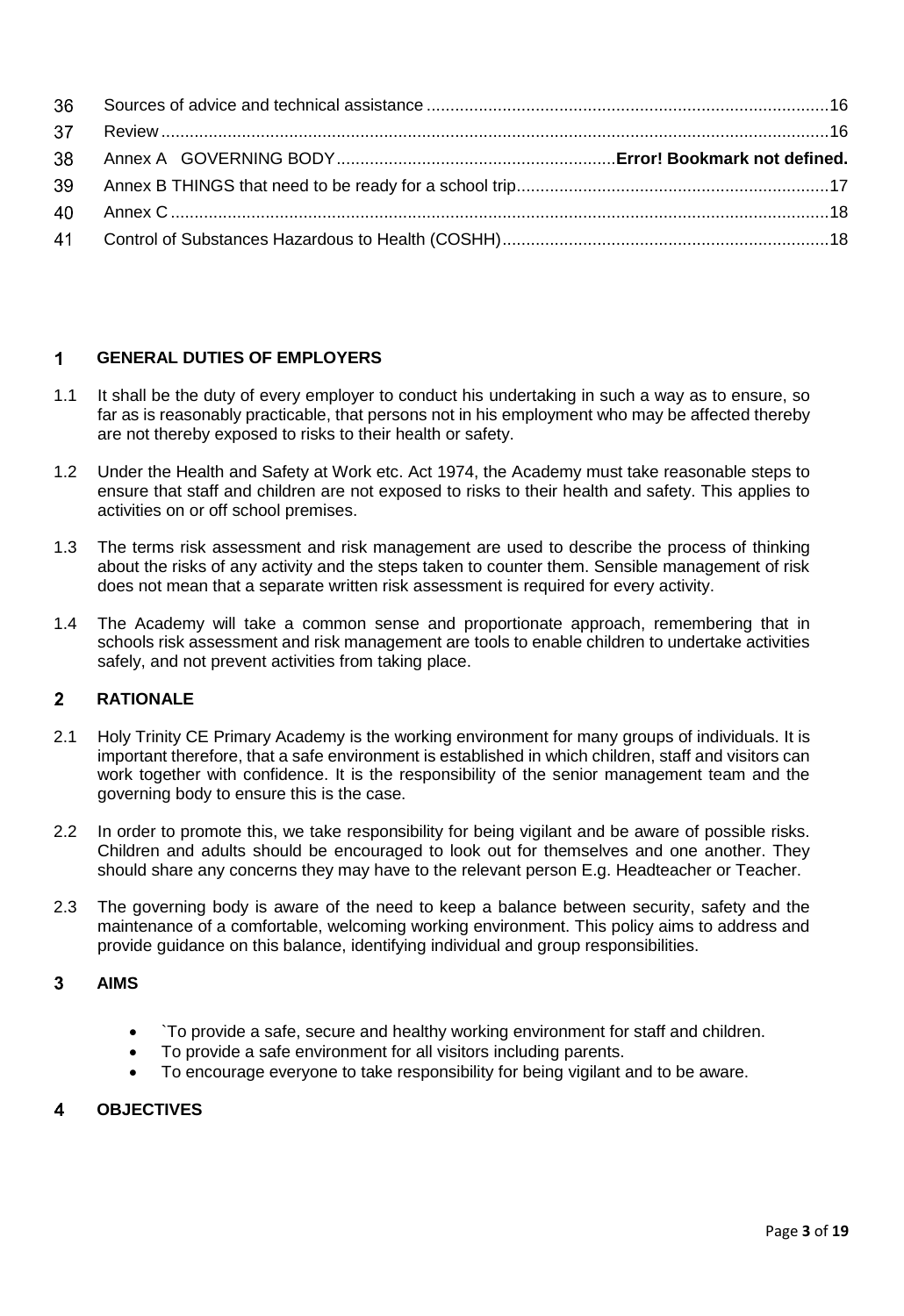| | | |
|---|---|---|
| 36 | Sources of advice and technical assistance | 16 |
| 37 | Review | 16 |
| 38 | Annex A GOVERNING BODY | **Error! Bookmark not defined.** |
| 39 | Annex B THINGS that need to be ready for a school trip | 17 |
| 40 | Annex C | 18 |
| 41 | Control of Substances Hazardous to Health (COSHH) | 18 |

## 1 GENERAL DUTIES OF EMPLOYERS

1.1 It shall be the duty of every employer to conduct his undertaking in such a way as to ensure, so far as is reasonably practicable, that persons not in his employment who may be affected thereby are not thereby exposed to risks to their health or safety.

1.2 Under the Health and Safety at Work etc. Act 1974, the Academy must take reasonable steps to ensure that staff and children are not exposed to risks to their health and safety. This applies to activities on or off school premises.

1.3 The terms risk assessment and risk management are used to describe the process of thinking about the risks of any activity and the steps taken to counter them. Sensible management of risk does not mean that a separate written risk assessment is required for every activity.

1.4 The Academy will take a common sense and proportionate approach, remembering that in schools risk assessment and risk management are tools to enable children to undertake activities safely, and not prevent activities from taking place.

## 2 RATIONALE

2.1 Holy Trinity CE Primary Academy is the working environment for many groups of individuals. It is important therefore, that a safe environment is established in which children, staff and visitors can work together with confidence. It is the responsibility of the senior management team and the governing body to ensure this is the case.

2.2 In order to promote this, we take responsibility for being vigilant and be aware of possible risks. Children and adults should be encouraged to look out for themselves and one another. They should share any concerns they may have to the relevant person E.g. Headteacher or Teacher.

2.3 The governing body is aware of the need to keep a balance between security, safety and the maintenance of a comfortable, welcoming working environment. This policy aims to address and provide guidance on this balance, identifying individual and group responsibilities.

## 3 AIMS

- `To provide a safe, secure and healthy working environment for staff and children.
- To provide a safe environment for all visitors including parents.
- To encourage everyone to take responsibility for being vigilant and to be aware.

## 4 OBJECTIVES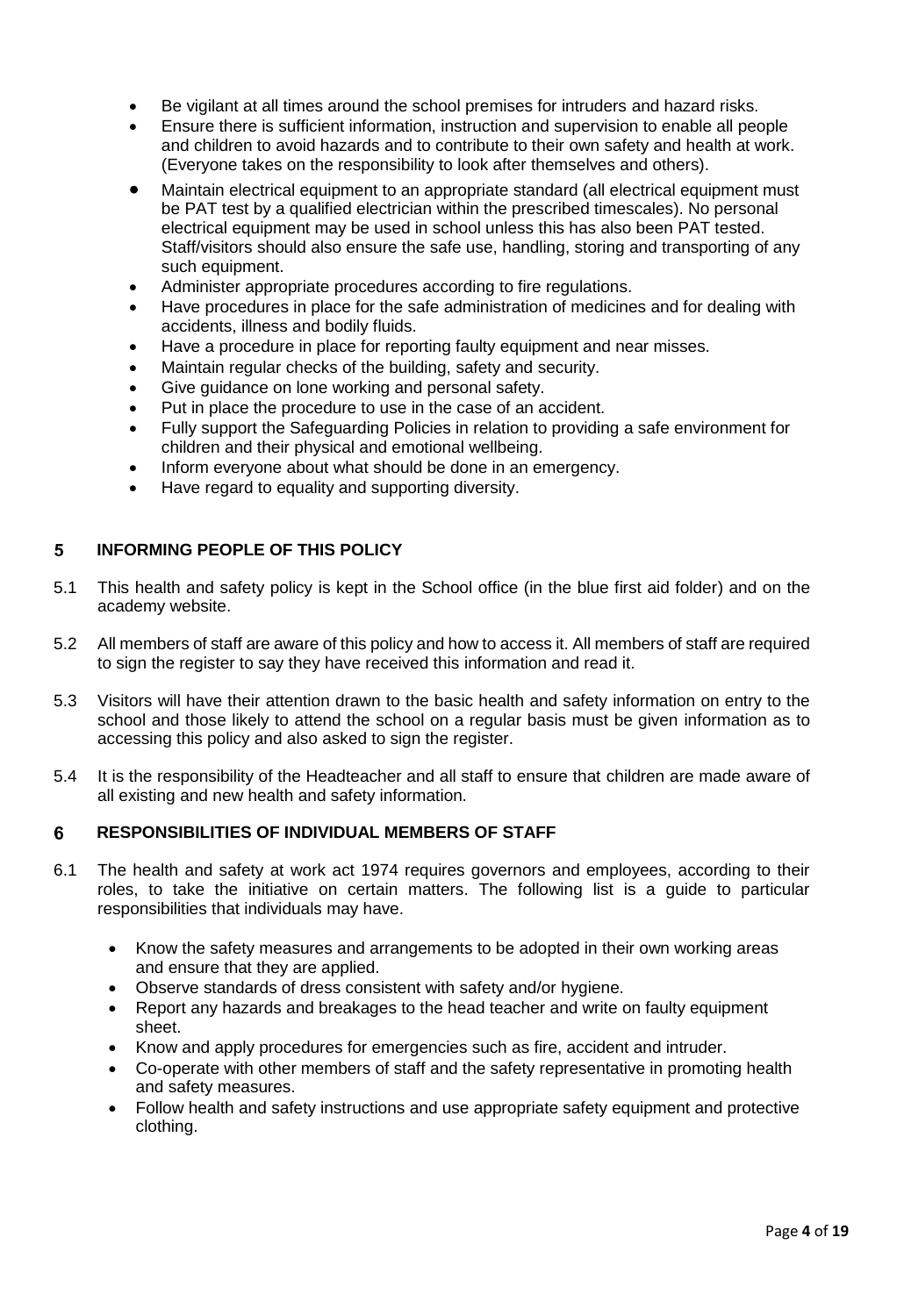- Be vigilant at all times around the school premises for intruders and hazard risks.
- Ensure there is sufficient information, instruction and supervision to enable all people and children to avoid hazards and to contribute to their own safety and health at work. (Everyone takes on the responsibility to look after themselves and others).
- Maintain electrical equipment to an appropriate standard (all electrical equipment must be PAT test by a qualified electrician within the prescribed timescales). No personal electrical equipment may be used in school unless this has also been PAT tested. Staff/visitors should also ensure the safe use, handling, storing and transporting of any such equipment.
- Administer appropriate procedures according to fire regulations.
- Have procedures in place for the safe administration of medicines and for dealing with accidents, illness and bodily fluids.
- Have a procedure in place for reporting faulty equipment and near misses.
- Maintain regular checks of the building, safety and security.
- Give guidance on lone working and personal safety.
- Put in place the procedure to use in the case of an accident.
- Fully support the Safeguarding Policies in relation to providing a safe environment for children and their physical and emotional wellbeing.
- Inform everyone about what should be done in an emergency.
- Have regard to equality and supporting diversity.

## 5 INFORMING PEOPLE OF THIS POLICY

5.1 This health and safety policy is kept in the School office (in the blue first aid folder) and on the academy website.

5.2 All members of staff are aware of this policy and how to access it. All members of staff are required to sign the register to say they have received this information and read it.

5.3 Visitors will have their attention drawn to the basic health and safety information on entry to the school and those likely to attend the school on a regular basis must be given information as to accessing this policy and also asked to sign the register.

5.4 It is the responsibility of the Headteacher and all staff to ensure that children are made aware of all existing and new health and safety information.

## 6 RESPONSIBILITIES OF INDIVIDUAL MEMBERS OF STAFF

6.1 The health and safety at work act 1974 requires governors and employees, according to their roles, to take the initiative on certain matters. The following list is a guide to particular responsibilities that individuals may have.

- Know the safety measures and arrangements to be adopted in their own working areas and ensure that they are applied.
- Observe standards of dress consistent with safety and/or hygiene.
- Report any hazards and breakages to the head teacher and write on faulty equipment sheet.
- Know and apply procedures for emergencies such as fire, accident and intruder.
- Co-operate with other members of staff and the safety representative in promoting health and safety measures.
- Follow health and safety instructions and use appropriate safety equipment and protective clothing.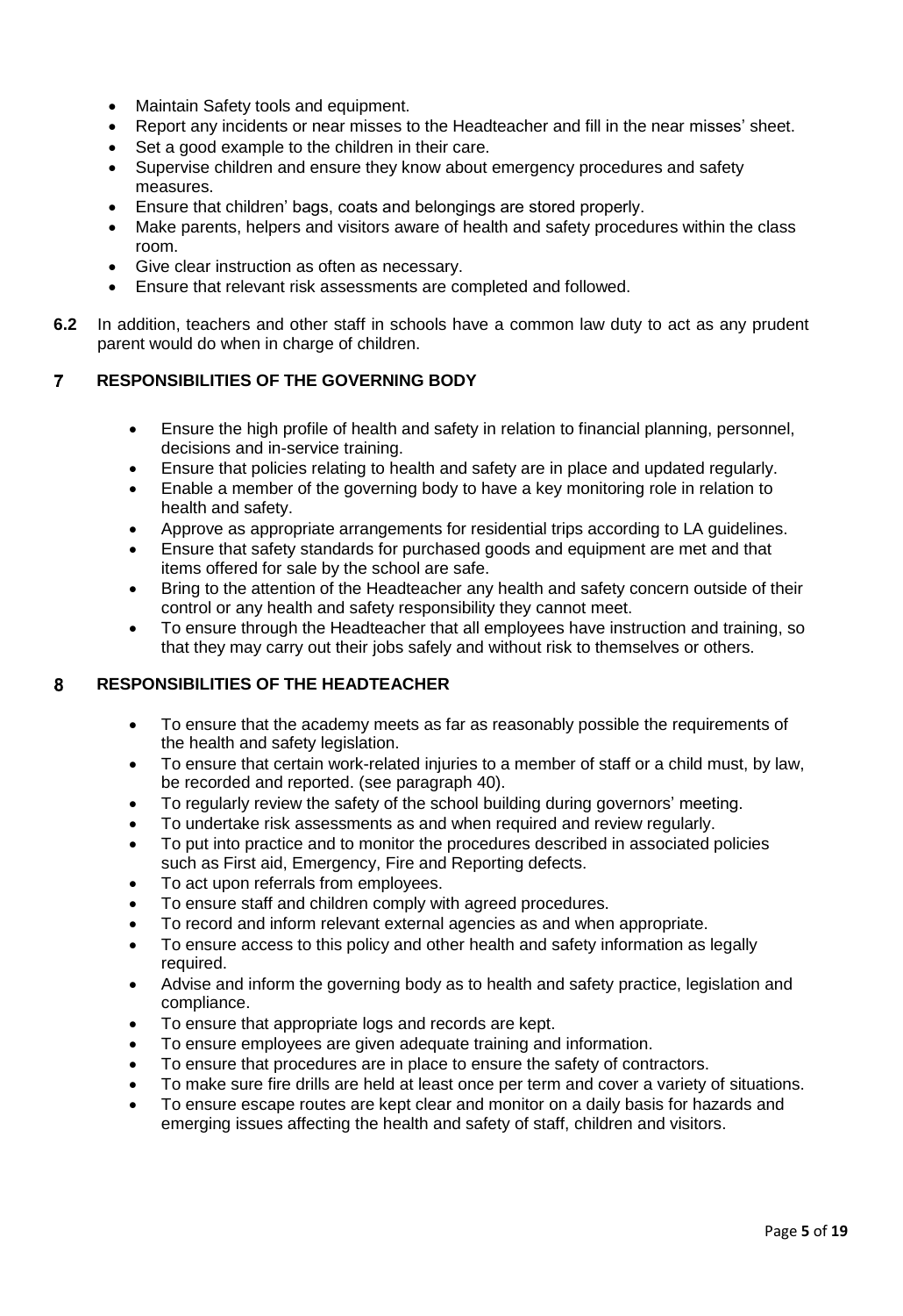- Maintain Safety tools and equipment.
- Report any incidents or near misses to the Headteacher and fill in the near misses' sheet.
- Set a good example to the children in their care.
- Supervise children and ensure they know about emergency procedures and safety measures.
- Ensure that children' bags, coats and belongings are stored properly.
- Make parents, helpers and visitors aware of health and safety procedures within the class room.
- Give clear instruction as often as necessary.
- Ensure that relevant risk assessments are completed and followed.

**6.2** In addition, teachers and other staff in schools have a common law duty to act as any prudent parent would do when in charge of children.

## 7 RESPONSIBILITIES OF THE GOVERNING BODY

- Ensure the high profile of health and safety in relation to financial planning, personnel, decisions and in-service training.
- Ensure that policies relating to health and safety are in place and updated regularly.
- Enable a member of the governing body to have a key monitoring role in relation to health and safety.
- Approve as appropriate arrangements for residential trips according to LA guidelines.
- Ensure that safety standards for purchased goods and equipment are met and that items offered for sale by the school are safe.
- Bring to the attention of the Headteacher any health and safety concern outside of their control or any health and safety responsibility they cannot meet.
- To ensure through the Headteacher that all employees have instruction and training, so that they may carry out their jobs safely and without risk to themselves or others.

## 8 RESPONSIBILITIES OF THE HEADTEACHER

- To ensure that the academy meets as far as reasonably possible the requirements of the health and safety legislation.
- To ensure that certain work-related injuries to a member of staff or a child must, by law, be recorded and reported. (see paragraph 40).
- To regularly review the safety of the school building during governors' meeting.
- To undertake risk assessments as and when required and review regularly.
- To put into practice and to monitor the procedures described in associated policies such as First aid, Emergency, Fire and Reporting defects.
- To act upon referrals from employees.
- To ensure staff and children comply with agreed procedures.
- To record and inform relevant external agencies as and when appropriate.
- To ensure access to this policy and other health and safety information as legally required.
- Advise and inform the governing body as to health and safety practice, legislation and compliance.
- To ensure that appropriate logs and records are kept.
- To ensure employees are given adequate training and information.
- To ensure that procedures are in place to ensure the safety of contractors.
- To make sure fire drills are held at least once per term and cover a variety of situations.
- To ensure escape routes are kept clear and monitor on a daily basis for hazards and emerging issues affecting the health and safety of staff, children and visitors.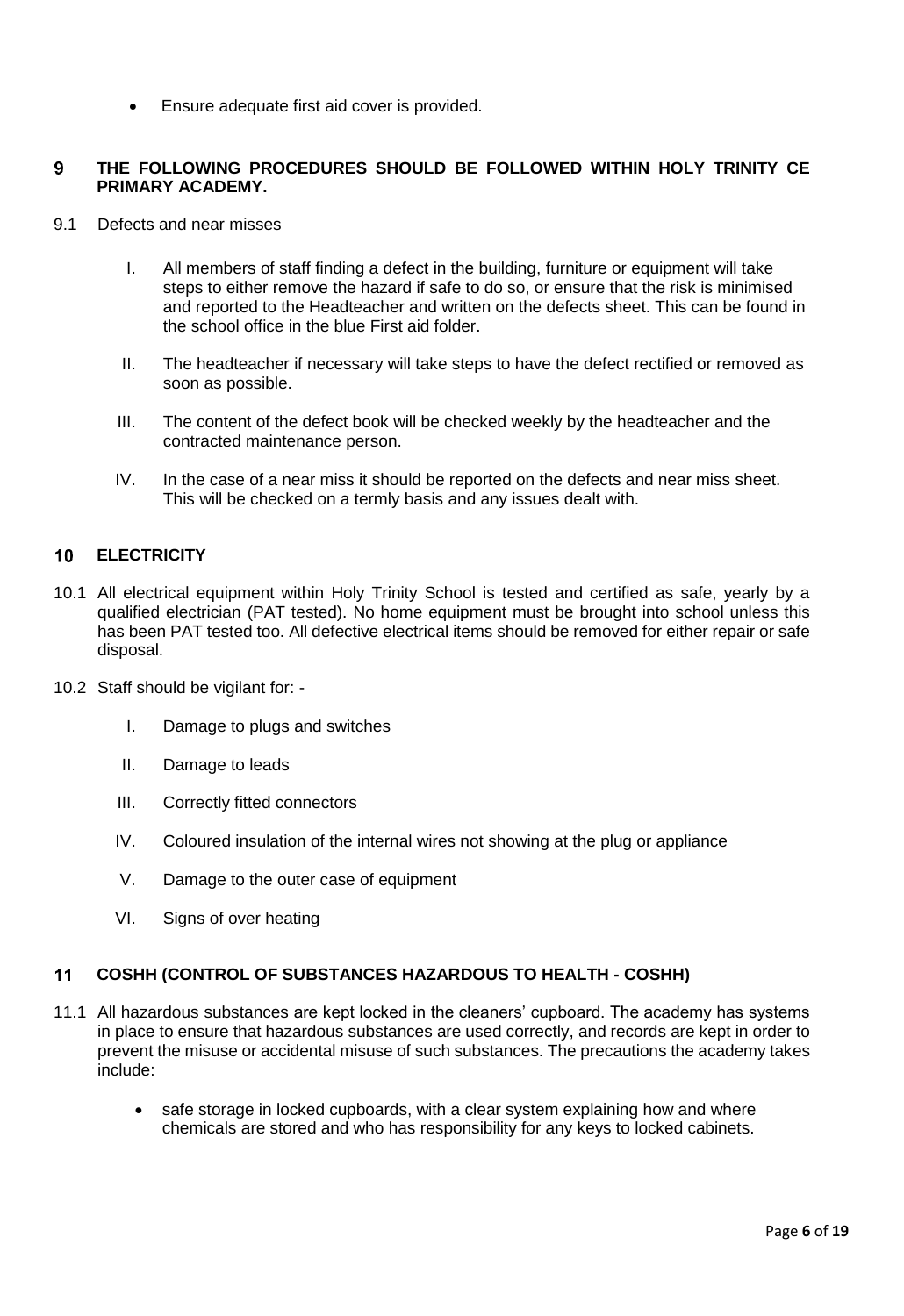- Ensure adequate first aid cover is provided.

## 9 THE FOLLOWING PROCEDURES SHOULD BE FOLLOWED WITHIN HOLY TRINITY CE PRIMARY ACADEMY.

9.1 Defects and near misses

I. All members of staff finding a defect in the building, furniture or equipment will take steps to either remove the hazard if safe to do so, or ensure that the risk is minimised and reported to the Headteacher and written on the defects sheet. This can be found in the school office in the blue First aid folder.

II. The headteacher if necessary will take steps to have the defect rectified or removed as soon as possible.

III. The content of the defect book will be checked weekly by the headteacher and the contracted maintenance person.

IV. In the case of a near miss it should be reported on the defects and near miss sheet. This will be checked on a termly basis and any issues dealt with.

## 10 ELECTRICITY

10.1 All electrical equipment within Holy Trinity School is tested and certified as safe, yearly by a qualified electrician (PAT tested). No home equipment must be brought into school unless this has been PAT tested too. All defective electrical items should be removed for either repair or safe disposal.

10.2 Staff should be vigilant for: -

I. Damage to plugs and switches

II. Damage to leads

III. Correctly fitted connectors

IV. Coloured insulation of the internal wires not showing at the plug or appliance

V. Damage to the outer case of equipment

VI. Signs of over heating

## 11 COSHH (CONTROL OF SUBSTANCES HAZARDOUS TO HEALTH - COSHH)

11.1 All hazardous substances are kept locked in the cleaners' cupboard. The academy has systems in place to ensure that hazardous substances are used correctly, and records are kept in order to prevent the misuse or accidental misuse of such substances. The precautions the academy takes include:

- safe storage in locked cupboards, with a clear system explaining how and where chemicals are stored and who has responsibility for any keys to locked cabinets.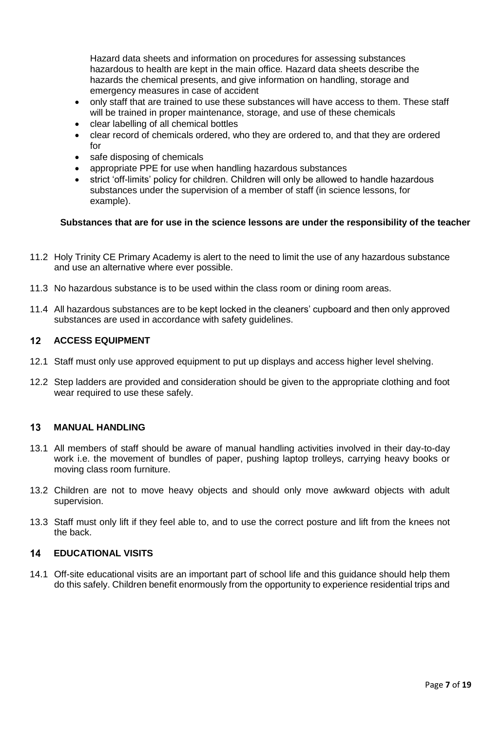Hazard data sheets and information on procedures for assessing substances hazardous to health are kept in the main office. Hazard data sheets describe the hazards the chemical presents, and give information on handling, storage and emergency measures in case of accident

- only staff that are trained to use these substances will have access to them. These staff will be trained in proper maintenance, storage, and use of these chemicals
- clear labelling of all chemical bottles
- clear record of chemicals ordered, who they are ordered to, and that they are ordered for
- safe disposing of chemicals
- appropriate PPE for use when handling hazardous substances
- strict 'off-limits' policy for children. Children will only be allowed to handle hazardous substances under the supervision of a member of staff (in science lessons, for example).

**Substances that are for use in the science lessons are under the responsibility of the teacher**

11.2 Holy Trinity CE Primary Academy is alert to the need to limit the use of any hazardous substance and use an alternative where ever possible.

11.3 No hazardous substance is to be used within the class room or dining room areas.

11.4 All hazardous substances are to be kept locked in the cleaners' cupboard and then only approved substances are used in accordance with safety guidelines.

## 12 ACCESS EQUIPMENT

12.1 Staff must only use approved equipment to put up displays and access higher level shelving.

12.2 Step ladders are provided and consideration should be given to the appropriate clothing and foot wear required to use these safely.

## 13 MANUAL HANDLING

13.1 All members of staff should be aware of manual handling activities involved in their day-to-day work i.e. the movement of bundles of paper, pushing laptop trolleys, carrying heavy books or moving class room furniture.

13.2 Children are not to move heavy objects and should only move awkward objects with adult supervision.

13.3 Staff must only lift if they feel able to, and to use the correct posture and lift from the knees not the back.

## 14 EDUCATIONAL VISITS

14.1 Off-site educational visits are an important part of school life and this guidance should help them do this safely. Children benefit enormously from the opportunity to experience residential trips and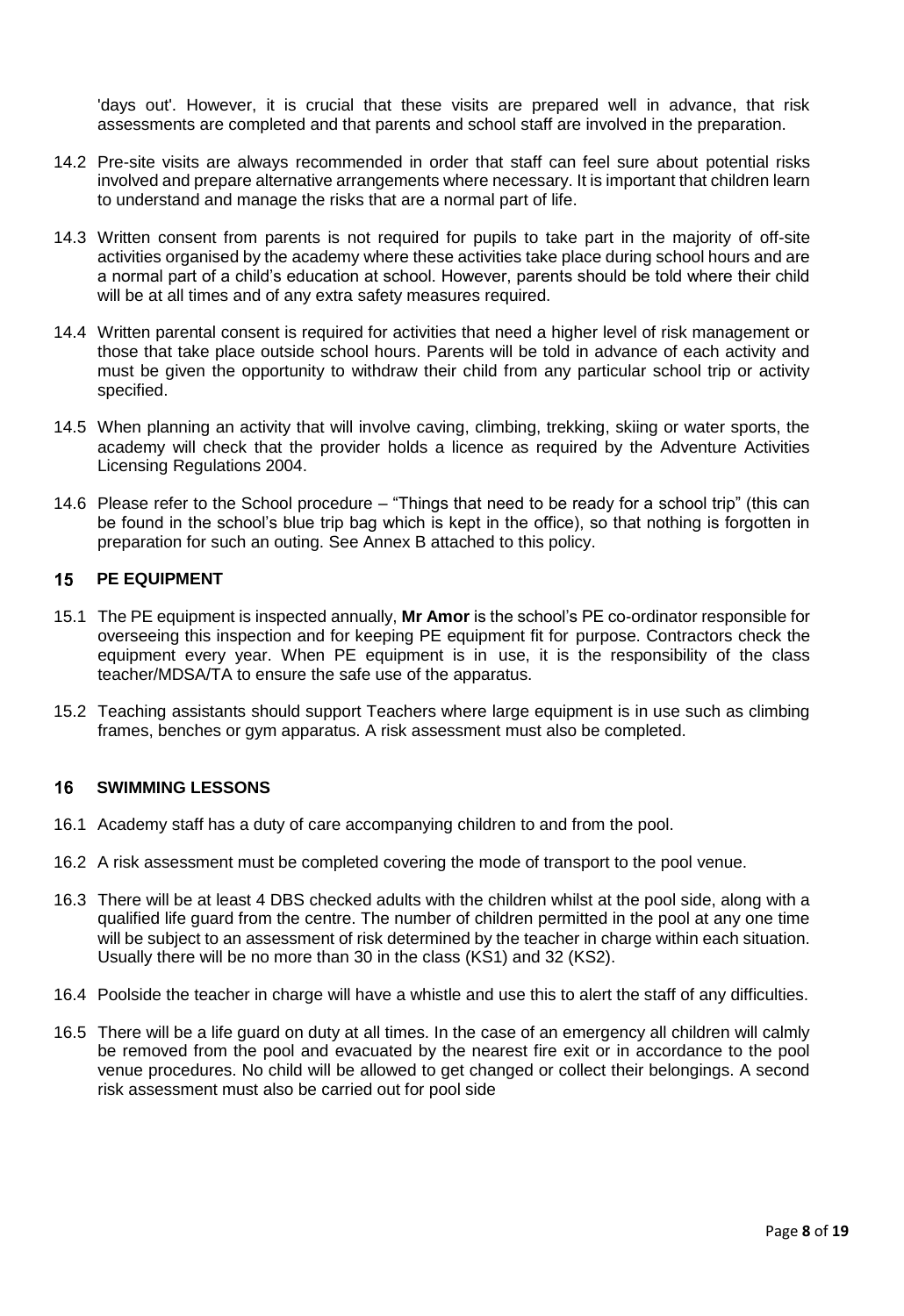'days out'. However, it is crucial that these visits are prepared well in advance, that risk assessments are completed and that parents and school staff are involved in the preparation.

14.2 Pre-site visits are always recommended in order that staff can feel sure about potential risks involved and prepare alternative arrangements where necessary. It is important that children learn to understand and manage the risks that are a normal part of life.

14.3 Written consent from parents is not required for pupils to take part in the majority of off-site activities organised by the academy where these activities take place during school hours and are a normal part of a child's education at school. However, parents should be told where their child will be at all times and of any extra safety measures required.

14.4 Written parental consent is required for activities that need a higher level of risk management or those that take place outside school hours. Parents will be told in advance of each activity and must be given the opportunity to withdraw their child from any particular school trip or activity specified.

14.5 When planning an activity that will involve caving, climbing, trekking, skiing or water sports, the academy will check that the provider holds a licence as required by the Adventure Activities Licensing Regulations 2004.

14.6 Please refer to the School procedure – "Things that need to be ready for a school trip" (this can be found in the school's blue trip bag which is kept in the office), so that nothing is forgotten in preparation for such an outing. See Annex B attached to this policy.

## 15 PE EQUIPMENT

15.1 The PE equipment is inspected annually, **Mr Amor** is the school's PE co-ordinator responsible for overseeing this inspection and for keeping PE equipment fit for purpose. Contractors check the equipment every year. When PE equipment is in use, it is the responsibility of the class teacher/MDSA/TA to ensure the safe use of the apparatus.

15.2 Teaching assistants should support Teachers where large equipment is in use such as climbing frames, benches or gym apparatus. A risk assessment must also be completed.

## 16 SWIMMING LESSONS

16.1 Academy staff has a duty of care accompanying children to and from the pool.

16.2 A risk assessment must be completed covering the mode of transport to the pool venue.

16.3 There will be at least 4 DBS checked adults with the children whilst at the pool side, along with a qualified life guard from the centre. The number of children permitted in the pool at any one time will be subject to an assessment of risk determined by the teacher in charge within each situation. Usually there will be no more than 30 in the class (KS1) and 32 (KS2).

16.4 Poolside the teacher in charge will have a whistle and use this to alert the staff of any difficulties.

16.5 There will be a life guard on duty at all times. In the case of an emergency all children will calmly be removed from the pool and evacuated by the nearest fire exit or in accordance to the pool venue procedures. No child will be allowed to get changed or collect their belongings. A second risk assessment must also be carried out for pool side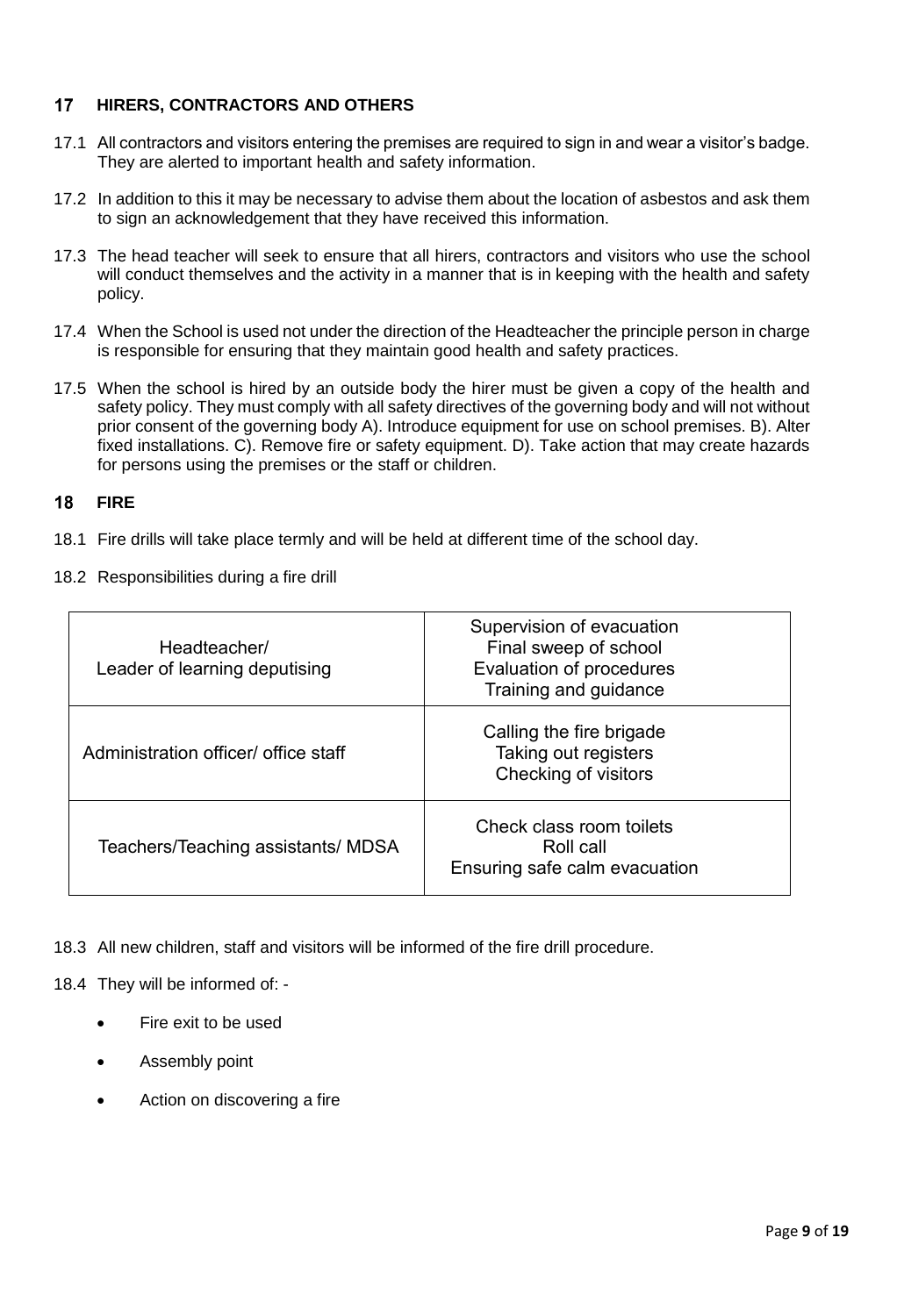## 17 HIRERS, CONTRACTORS AND OTHERS

17.1 All contractors and visitors entering the premises are required to sign in and wear a visitor's badge. They are alerted to important health and safety information.

17.2 In addition to this it may be necessary to advise them about the location of asbestos and ask them to sign an acknowledgement that they have received this information.

17.3 The head teacher will seek to ensure that all hirers, contractors and visitors who use the school will conduct themselves and the activity in a manner that is in keeping with the health and safety policy.

17.4 When the School is used not under the direction of the Headteacher the principle person in charge is responsible for ensuring that they maintain good health and safety practices.

17.5 When the school is hired by an outside body the hirer must be given a copy of the health and safety policy. They must comply with all safety directives of the governing body and will not without prior consent of the governing body A). Introduce equipment for use on school premises. B). Alter fixed installations. C). Remove fire or safety equipment. D). Take action that may create hazards for persons using the premises or the staff or children.

## 18 FIRE

18.1 Fire drills will take place termly and will be held at different time of the school day.

18.2 Responsibilities during a fire drill

| Role | Responsibilities |
|---|---|
| Headteacher/ Leader of learning deputising | Supervision of evacuation<br>Final sweep of school<br>Evaluation of procedures<br>Training and guidance |
| Administration officer/ office staff | Calling the fire brigade<br>Taking out registers<br>Checking of visitors |
| Teachers/Teaching assistants/ MDSA | Check class room toilets<br>Roll call<br>Ensuring safe calm evacuation |

18.3 All new children, staff and visitors will be informed of the fire drill procedure.

18.4 They will be informed of: -

- Fire exit to be used
- Assembly point
- Action on discovering a fire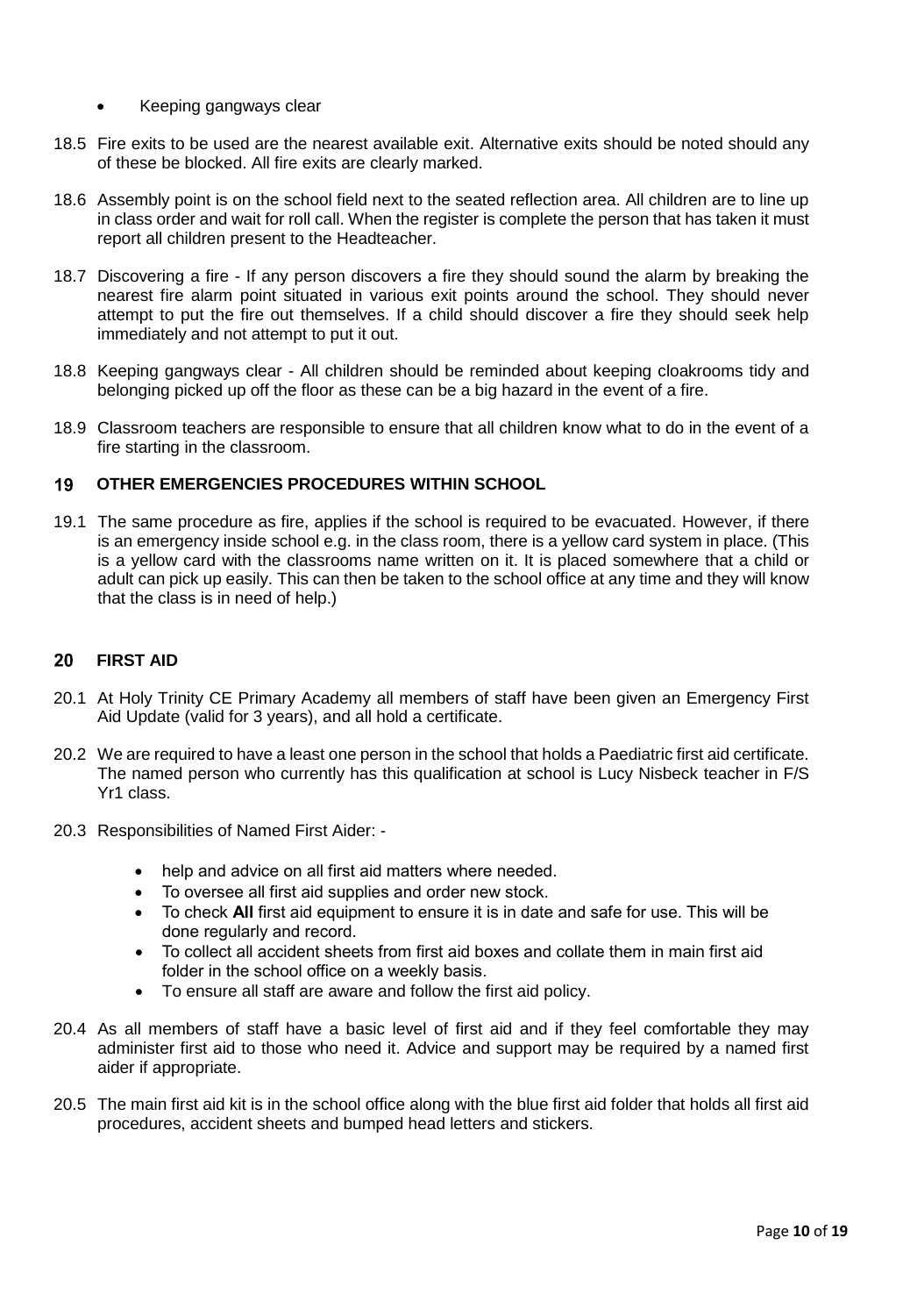- Keeping gangways clear

18.5 Fire exits to be used are the nearest available exit. Alternative exits should be noted should any of these be blocked. All fire exits are clearly marked.

18.6 Assembly point is on the school field next to the seated reflection area. All children are to line up in class order and wait for roll call. When the register is complete the person that has taken it must report all children present to the Headteacher.

18.7 Discovering a fire - If any person discovers a fire they should sound the alarm by breaking the nearest fire alarm point situated in various exit points around the school. They should never attempt to put the fire out themselves. If a child should discover a fire they should seek help immediately and not attempt to put it out.

18.8 Keeping gangways clear - All children should be reminded about keeping cloakrooms tidy and belonging picked up off the floor as these can be a big hazard in the event of a fire.

18.9 Classroom teachers are responsible to ensure that all children know what to do in the event of a fire starting in the classroom.

## 19 OTHER EMERGENCIES PROCEDURES WITHIN SCHOOL

19.1 The same procedure as fire, applies if the school is required to be evacuated. However, if there is an emergency inside school e.g. in the class room, there is a yellow card system in place. (This is a yellow card with the classrooms name written on it. It is placed somewhere that a child or adult can pick up easily. This can then be taken to the school office at any time and they will know that the class is in need of help.)

## 20 FIRST AID

20.1 At Holy Trinity CE Primary Academy all members of staff have been given an Emergency First Aid Update (valid for 3 years), and all hold a certificate.

20.2 We are required to have a least one person in the school that holds a Paediatric first aid certificate. The named person who currently has this qualification at school is Lucy Nisbeck teacher in F/S Yr1 class.

20.3 Responsibilities of Named First Aider: -

- help and advice on all first aid matters where needed.
- To oversee all first aid supplies and order new stock.
- To check **All** first aid equipment to ensure it is in date and safe for use. This will be done regularly and record.
- To collect all accident sheets from first aid boxes and collate them in main first aid folder in the school office on a weekly basis.
- To ensure all staff are aware and follow the first aid policy.

20.4 As all members of staff have a basic level of first aid and if they feel comfortable they may administer first aid to those who need it. Advice and support may be required by a named first aider if appropriate.

20.5 The main first aid kit is in the school office along with the blue first aid folder that holds all first aid procedures, accident sheets and bumped head letters and stickers.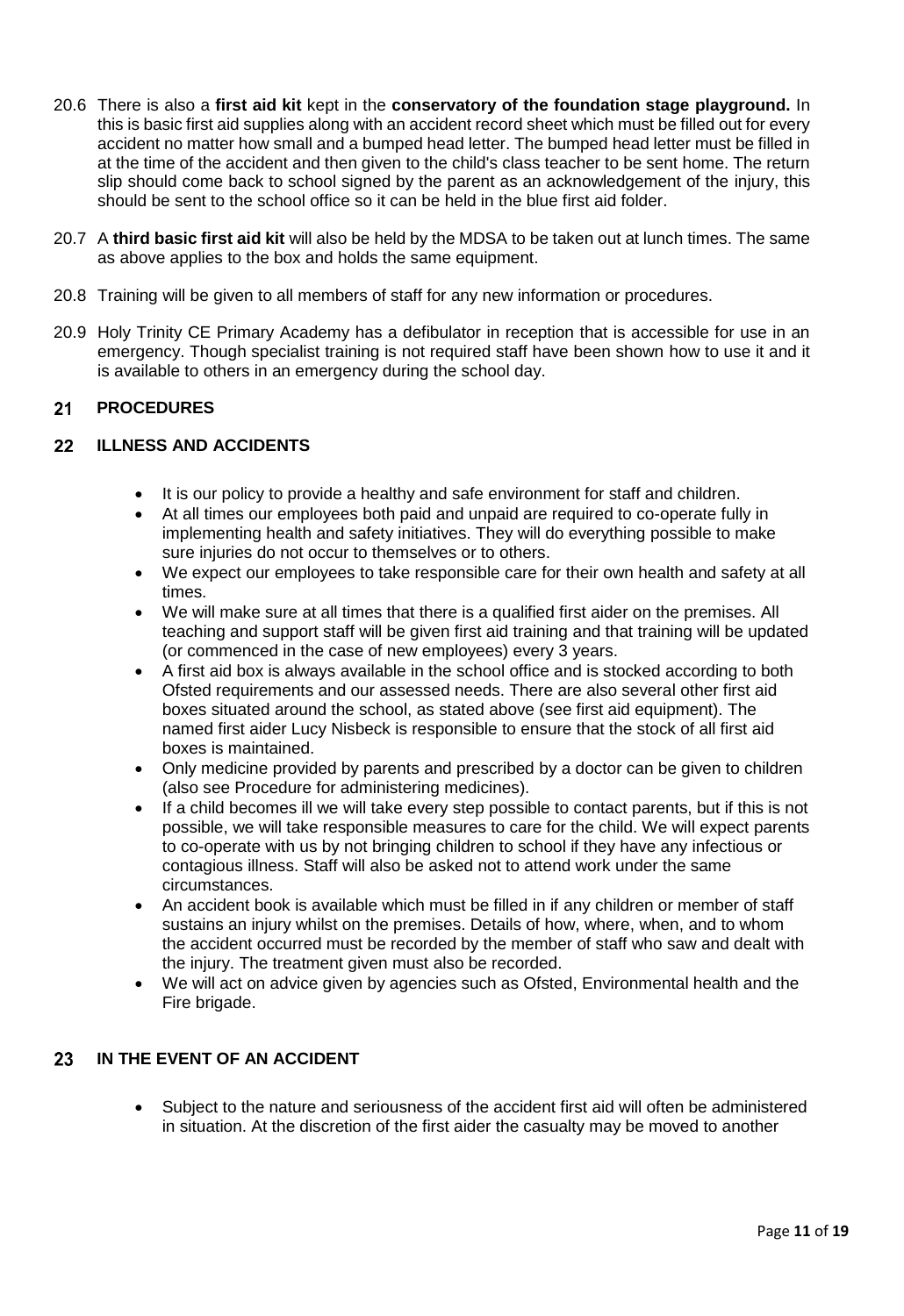20.6 There is also a **first aid kit** kept in the **conservatory of the foundation stage playground.** In this is basic first aid supplies along with an accident record sheet which must be filled out for every accident no matter how small and a bumped head letter. The bumped head letter must be filled in at the time of the accident and then given to the child's class teacher to be sent home. The return slip should come back to school signed by the parent as an acknowledgement of the injury, this should be sent to the school office so it can be held in the blue first aid folder.

20.7 A **third basic first aid kit** will also be held by the MDSA to be taken out at lunch times. The same as above applies to the box and holds the same equipment.

20.8 Training will be given to all members of staff for any new information or procedures.

20.9 Holy Trinity CE Primary Academy has a defibulator in reception that is accessible for use in an emergency. Though specialist training is not required staff have been shown how to use it and it is available to others in an emergency during the school day.

## 21 PROCEDURES

## 22 ILLNESS AND ACCIDENTS

- It is our policy to provide a healthy and safe environment for staff and children.
- At all times our employees both paid and unpaid are required to co-operate fully in implementing health and safety initiatives. They will do everything possible to make sure injuries do not occur to themselves or to others.
- We expect our employees to take responsible care for their own health and safety at all times.
- We will make sure at all times that there is a qualified first aider on the premises. All teaching and support staff will be given first aid training and that training will be updated (or commenced in the case of new employees) every 3 years.
- A first aid box is always available in the school office and is stocked according to both Ofsted requirements and our assessed needs. There are also several other first aid boxes situated around the school, as stated above (see first aid equipment). The named first aider Lucy Nisbeck is responsible to ensure that the stock of all first aid boxes is maintained.
- Only medicine provided by parents and prescribed by a doctor can be given to children (also see Procedure for administering medicines).
- If a child becomes ill we will take every step possible to contact parents, but if this is not possible, we will take responsible measures to care for the child. We will expect parents to co-operate with us by not bringing children to school if they have any infectious or contagious illness. Staff will also be asked not to attend work under the same circumstances.
- An accident book is available which must be filled in if any children or member of staff sustains an injury whilst on the premises. Details of how, where, when, and to whom the accident occurred must be recorded by the member of staff who saw and dealt with the injury. The treatment given must also be recorded.
- We will act on advice given by agencies such as Ofsted, Environmental health and the Fire brigade.

## 23 IN THE EVENT OF AN ACCIDENT

- Subject to the nature and seriousness of the accident first aid will often be administered in situation. At the discretion of the first aider the casualty may be moved to another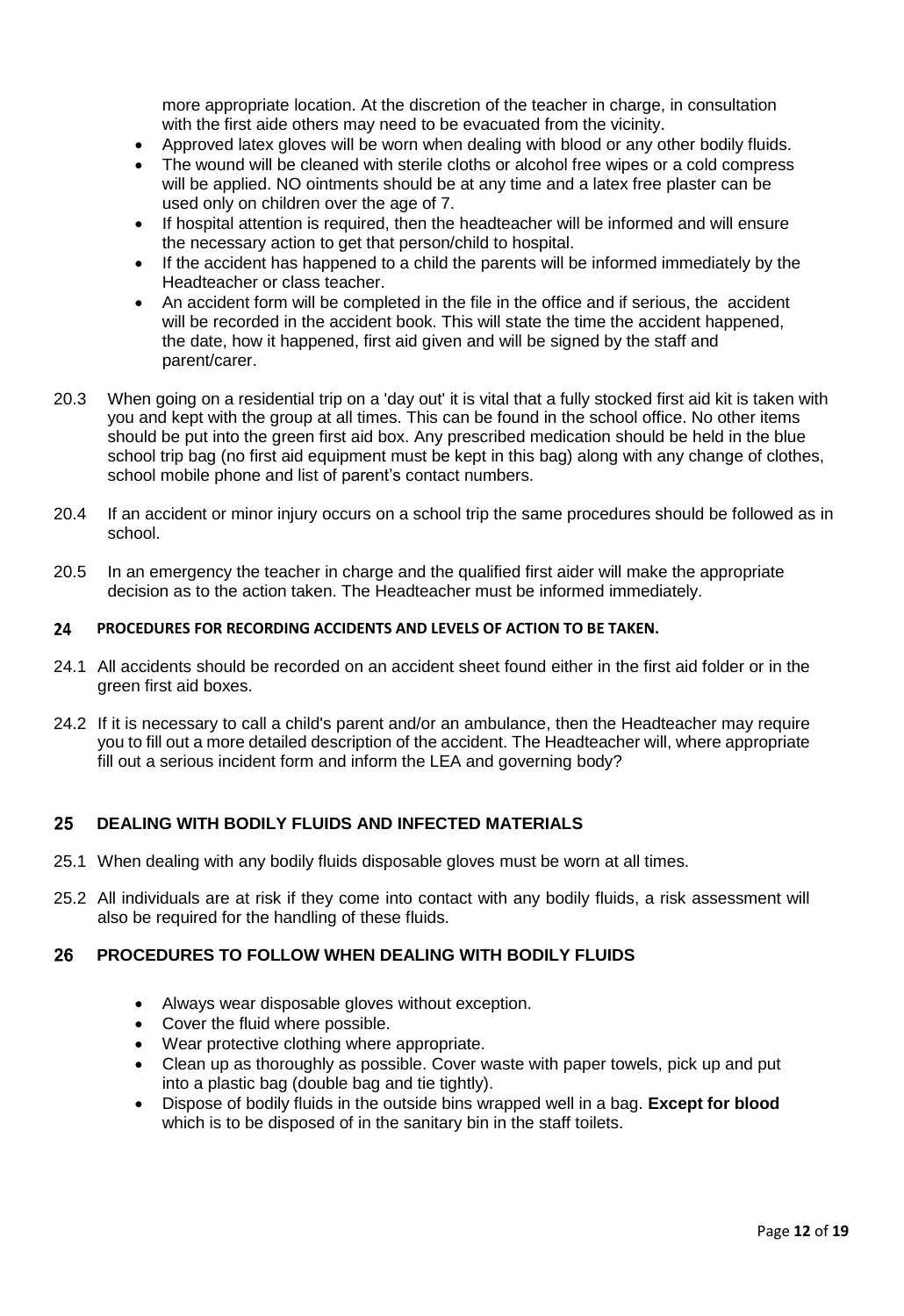more appropriate location. At the discretion of the teacher in charge, in consultation with the first aide others may need to be evacuated from the vicinity.

- Approved latex gloves will be worn when dealing with blood or any other bodily fluids.
- The wound will be cleaned with sterile cloths or alcohol free wipes or a cold compress will be applied. NO ointments should be at any time and a latex free plaster can be used only on children over the age of 7.
- If hospital attention is required, then the headteacher will be informed and will ensure the necessary action to get that person/child to hospital.
- If the accident has happened to a child the parents will be informed immediately by the Headteacher or class teacher.
- An accident form will be completed in the file in the office and if serious, the accident will be recorded in the accident book. This will state the time the accident happened, the date, how it happened, first aid given and will be signed by the staff and parent/carer.

20.3 When going on a residential trip on a 'day out' it is vital that a fully stocked first aid kit is taken with you and kept with the group at all times. This can be found in the school office. No other items should be put into the green first aid box. Any prescribed medication should be held in the blue school trip bag (no first aid equipment must be kept in this bag) along with any change of clothes, school mobile phone and list of parent's contact numbers.

20.4 If an accident or minor injury occurs on a school trip the same procedures should be followed as in school.

20.5 In an emergency the teacher in charge and the qualified first aider will make the appropriate decision as to the action taken. The Headteacher must be informed immediately.

## 24 PROCEDURES FOR RECORDING ACCIDENTS AND LEVELS OF ACTION TO BE TAKEN.

24.1 All accidents should be recorded on an accident sheet found either in the first aid folder or in the green first aid boxes.

24.2 If it is necessary to call a child's parent and/or an ambulance, then the Headteacher may require you to fill out a more detailed description of the accident. The Headteacher will, where appropriate fill out a serious incident form and inform the LEA and governing body?

## 25 DEALING WITH BODILY FLUIDS AND INFECTED MATERIALS

25.1 When dealing with any bodily fluids disposable gloves must be worn at all times.

25.2 All individuals are at risk if they come into contact with any bodily fluids, a risk assessment will also be required for the handling of these fluids.

## 26 PROCEDURES TO FOLLOW WHEN DEALING WITH BODILY FLUIDS

- Always wear disposable gloves without exception.
- Cover the fluid where possible.
- Wear protective clothing where appropriate.
- Clean up as thoroughly as possible. Cover waste with paper towels, pick up and put into a plastic bag (double bag and tie tightly).
- Dispose of bodily fluids in the outside bins wrapped well in a bag. **Except for blood** which is to be disposed of in the sanitary bin in the staff toilets.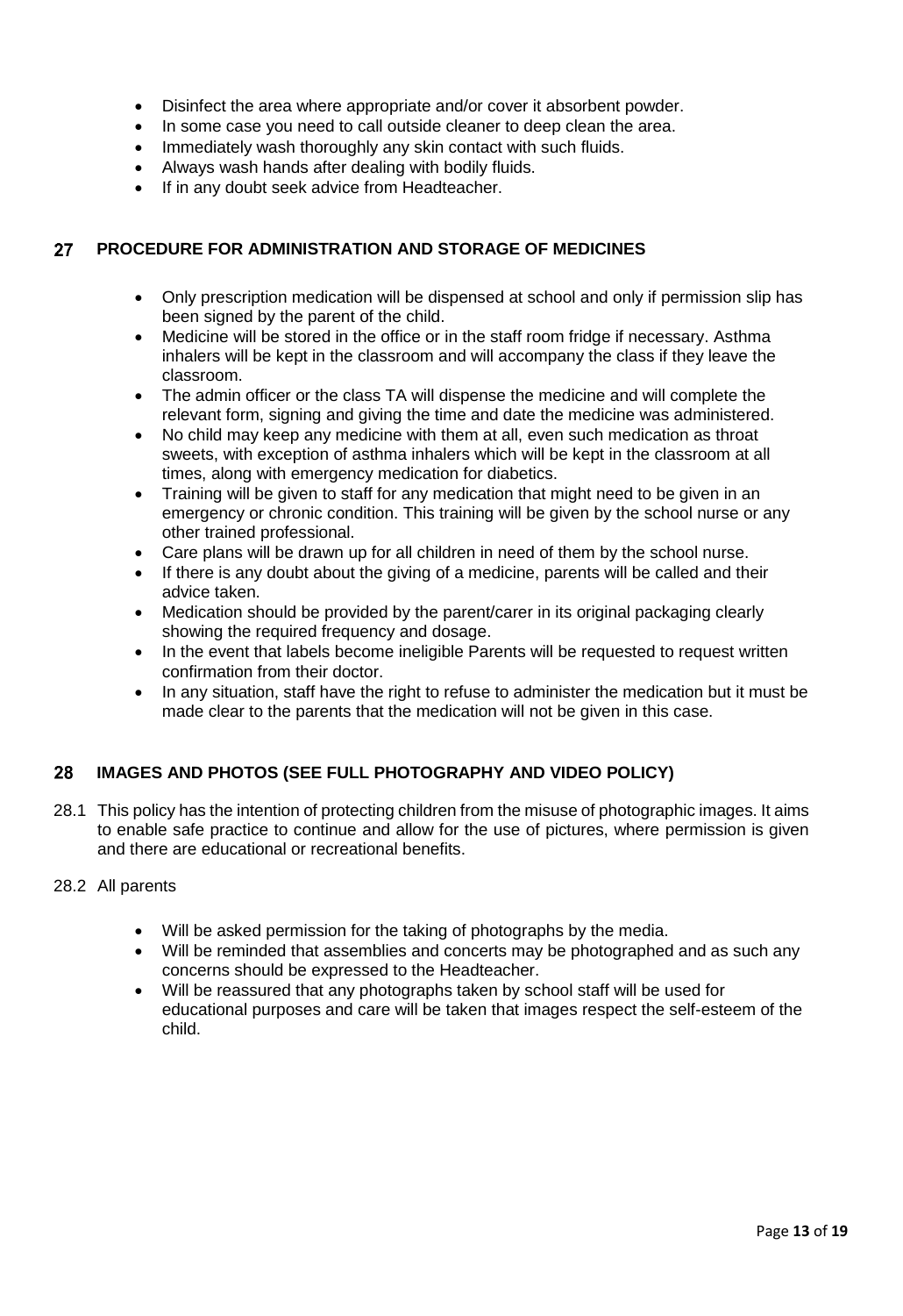- Disinfect the area where appropriate and/or cover it absorbent powder.
- In some case you need to call outside cleaner to deep clean the area.
- Immediately wash thoroughly any skin contact with such fluids.
- Always wash hands after dealing with bodily fluids.
- If in any doubt seek advice from Headteacher.

## 27 PROCEDURE FOR ADMINISTRATION AND STORAGE OF MEDICINES

- Only prescription medication will be dispensed at school and only if permission slip has been signed by the parent of the child.
- Medicine will be stored in the office or in the staff room fridge if necessary. Asthma inhalers will be kept in the classroom and will accompany the class if they leave the classroom.
- The admin officer or the class TA will dispense the medicine and will complete the relevant form, signing and giving the time and date the medicine was administered.
- No child may keep any medicine with them at all, even such medication as throat sweets, with exception of asthma inhalers which will be kept in the classroom at all times, along with emergency medication for diabetics.
- Training will be given to staff for any medication that might need to be given in an emergency or chronic condition. This training will be given by the school nurse or any other trained professional.
- Care plans will be drawn up for all children in need of them by the school nurse.
- If there is any doubt about the giving of a medicine, parents will be called and their advice taken.
- Medication should be provided by the parent/carer in its original packaging clearly showing the required frequency and dosage.
- In the event that labels become ineligible Parents will be requested to request written confirmation from their doctor.
- In any situation, staff have the right to refuse to administer the medication but it must be made clear to the parents that the medication will not be given in this case.

## 28 IMAGES AND PHOTOS (SEE FULL PHOTOGRAPHY AND VIDEO POLICY)

28.1 This policy has the intention of protecting children from the misuse of photographic images. It aims to enable safe practice to continue and allow for the use of pictures, where permission is given and there are educational or recreational benefits.

28.2 All parents

- Will be asked permission for the taking of photographs by the media.
- Will be reminded that assemblies and concerts may be photographed and as such any concerns should be expressed to the Headteacher.
- Will be reassured that any photographs taken by school staff will be used for educational purposes and care will be taken that images respect the self-esteem of the child.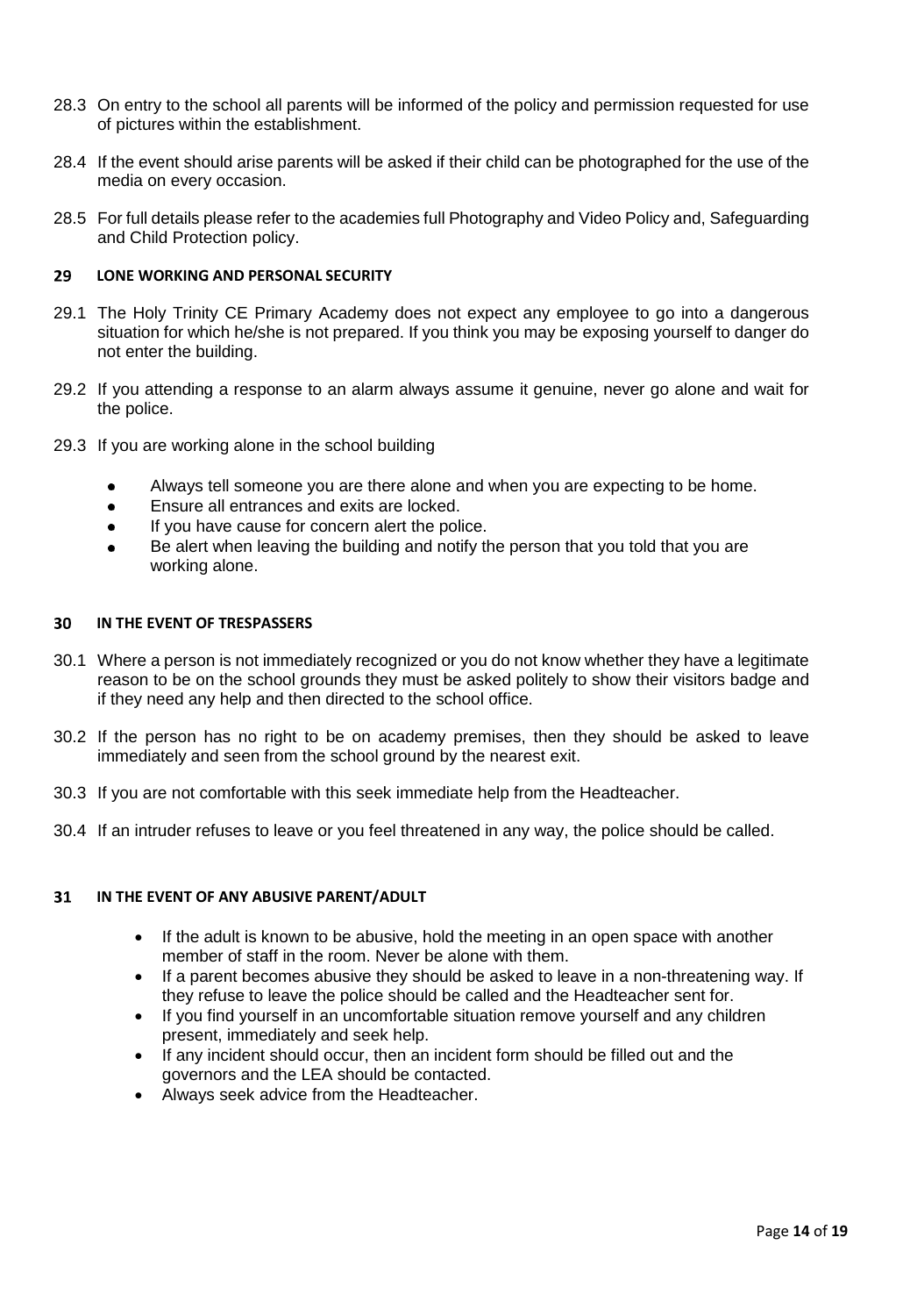28.3 On entry to the school all parents will be informed of the policy and permission requested for use of pictures within the establishment.

28.4 If the event should arise parents will be asked if their child can be photographed for the use of the media on every occasion.

28.5 For full details please refer to the academies full Photography and Video Policy and, Safeguarding and Child Protection policy.

## 29 LONE WORKING AND PERSONAL SECURITY

29.1 The Holy Trinity CE Primary Academy does not expect any employee to go into a dangerous situation for which he/she is not prepared. If you think you may be exposing yourself to danger do not enter the building.

29.2 If you attending a response to an alarm always assume it genuine, never go alone and wait for the police.

29.3 If you are working alone in the school building

- Always tell someone you are there alone and when you are expecting to be home.
- Ensure all entrances and exits are locked.
- If you have cause for concern alert the police.
- Be alert when leaving the building and notify the person that you told that you are working alone.

## 30 IN THE EVENT OF TRESPASSERS

30.1 Where a person is not immediately recognized or you do not know whether they have a legitimate reason to be on the school grounds they must be asked politely to show their visitors badge and if they need any help and then directed to the school office.

30.2 If the person has no right to be on academy premises, then they should be asked to leave immediately and seen from the school ground by the nearest exit.

30.3 If you are not comfortable with this seek immediate help from the Headteacher.

30.4 If an intruder refuses to leave or you feel threatened in any way, the police should be called.

## 31 IN THE EVENT OF ANY ABUSIVE PARENT/ADULT

- If the adult is known to be abusive, hold the meeting in an open space with another member of staff in the room. Never be alone with them.
- If a parent becomes abusive they should be asked to leave in a non-threatening way. If they refuse to leave the police should be called and the Headteacher sent for.
- If you find yourself in an uncomfortable situation remove yourself and any children present, immediately and seek help.
- If any incident should occur, then an incident form should be filled out and the governors and the LEA should be contacted.
- Always seek advice from the Headteacher.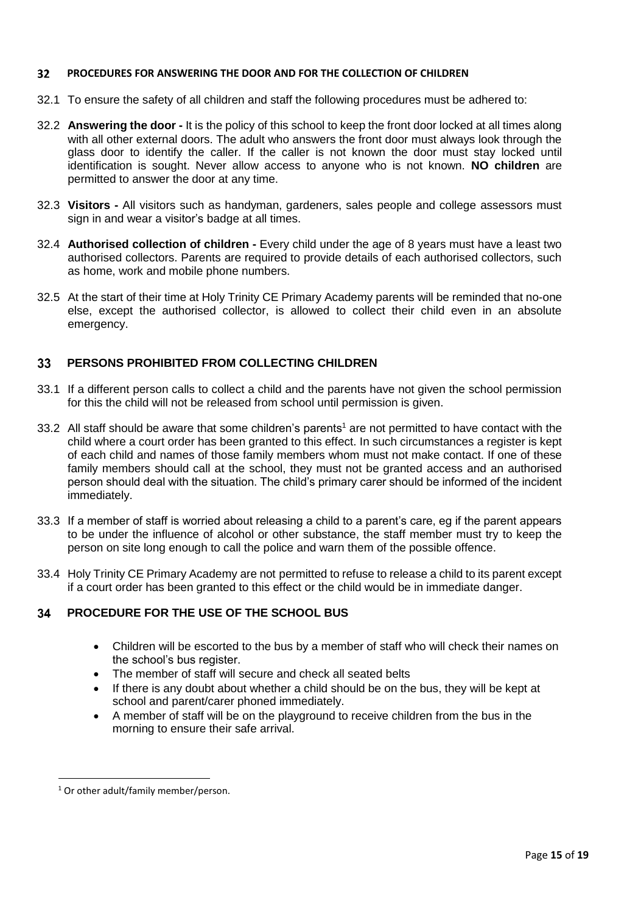## 32 PROCEDURES FOR ANSWERING THE DOOR AND FOR THE COLLECTION OF CHILDREN

32.1 To ensure the safety of all children and staff the following procedures must be adhered to:

32.2 **Answering the door -** It is the policy of this school to keep the front door locked at all times along with all other external doors. The adult who answers the front door must always look through the glass door to identify the caller. If the caller is not known the door must stay locked until identification is sought. Never allow access to anyone who is not known. **NO children** are permitted to answer the door at any time.

32.3 **Visitors -** All visitors such as handyman, gardeners, sales people and college assessors must sign in and wear a visitor's badge at all times.

32.4 **Authorised collection of children -** Every child under the age of 8 years must have a least two authorised collectors. Parents are required to provide details of each authorised collectors, such as home, work and mobile phone numbers.

32.5 At the start of their time at Holy Trinity CE Primary Academy parents will be reminded that no-one else, except the authorised collector, is allowed to collect their child even in an absolute emergency.

## 33 PERSONS PROHIBITED FROM COLLECTING CHILDREN

33.1 If a different person calls to collect a child and the parents have not given the school permission for this the child will not be released from school until permission is given.

33.2 All staff should be aware that some children's parents[1] are not permitted to have contact with the child where a court order has been granted to this effect. In such circumstances a register is kept of each child and names of those family members whom must not make contact. If one of these family members should call at the school, they must not be granted access and an authorised person should deal with the situation. The child's primary carer should be informed of the incident immediately.

33.3 If a member of staff is worried about releasing a child to a parent's care, eg if the parent appears to be under the influence of alcohol or other substance, the staff member must try to keep the person on site long enough to call the police and warn them of the possible offence.

33.4 Holy Trinity CE Primary Academy are not permitted to refuse to release a child to its parent except if a court order has been granted to this effect or the child would be in immediate danger.

## 34 PROCEDURE FOR THE USE OF THE SCHOOL BUS

- Children will be escorted to the bus by a member of staff who will check their names on the school's bus register.
- The member of staff will secure and check all seated belts
- If there is any doubt about whether a child should be on the bus, they will be kept at school and parent/carer phoned immediately.
- A member of staff will be on the playground to receive children from the bus in the morning to ensure their safe arrival.

[1] Or other adult/family member/person.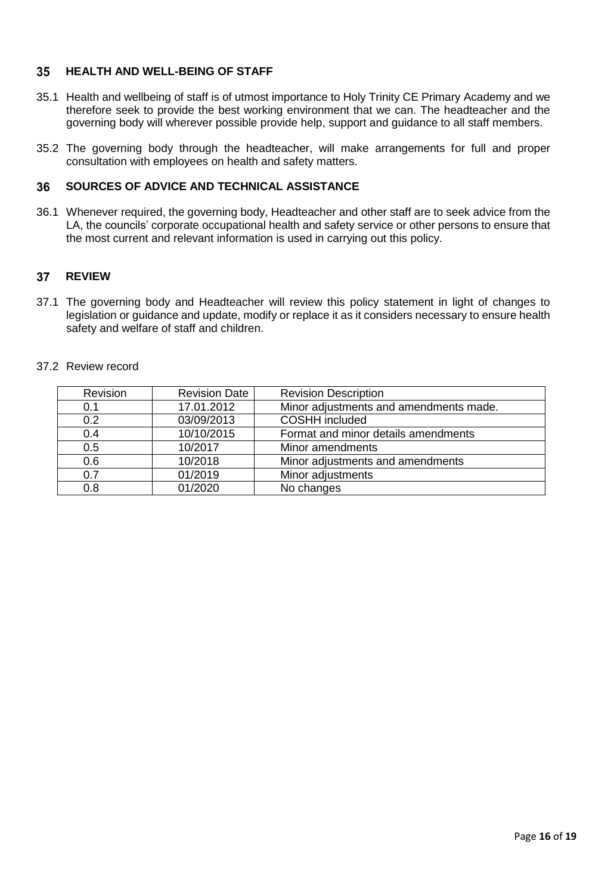## 35 HEALTH AND WELL-BEING OF STAFF

35.1 Health and wellbeing of staff is of utmost importance to Holy Trinity CE Primary Academy and we therefore seek to provide the best working environment that we can. The headteacher and the governing body will wherever possible provide help, support and guidance to all staff members.

35.2 The governing body through the headteacher, will make arrangements for full and proper consultation with employees on health and safety matters.

## 36 SOURCES OF ADVICE AND TECHNICAL ASSISTANCE

36.1 Whenever required, the governing body, Headteacher and other staff are to seek advice from the LA, the councils' corporate occupational health and safety service or other persons to ensure that the most current and relevant information is used in carrying out this policy.

## 37 REVIEW

37.1 The governing body and Headteacher will review this policy statement in light of changes to legislation or guidance and update, modify or replace it as it considers necessary to ensure health safety and welfare of staff and children.

37.2 Review record

| Revision | Revision Date | Revision Description |
|---|---|---|
| 0.1 | 17.01.2012 | Minor adjustments and amendments made. |
| 0.2 | 03/09/2013 | COSHH included |
| 0.4 | 10/10/2015 | Format and minor details amendments |
| 0.5 | 10/2017 | Minor amendments |
| 0.6 | 10/2018 | Minor adjustments and amendments |
| 0.7 | 01/2019 | Minor adjustments |
| 0.8 | 01/2020 | No changes |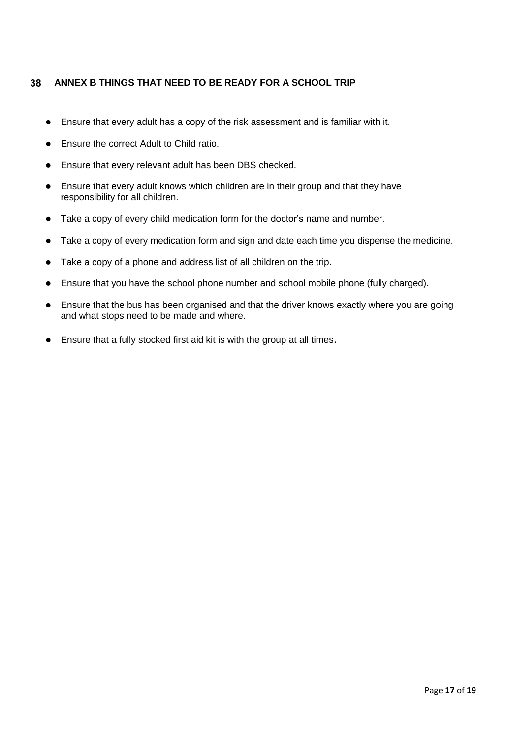## 38 ANNEX B THINGS THAT NEED TO BE READY FOR A SCHOOL TRIP

- Ensure that every adult has a copy of the risk assessment and is familiar with it.
- Ensure the correct Adult to Child ratio.
- Ensure that every relevant adult has been DBS checked.
- Ensure that every adult knows which children are in their group and that they have responsibility for all children.
- Take a copy of every child medication form for the doctor's name and number.
- Take a copy of every medication form and sign and date each time you dispense the medicine.
- Take a copy of a phone and address list of all children on the trip.
- Ensure that you have the school phone number and school mobile phone (fully charged).
- Ensure that the bus has been organised and that the driver knows exactly where you are going and what stops need to be made and where.
- Ensure that a fully stocked first aid kit is with the group at all times.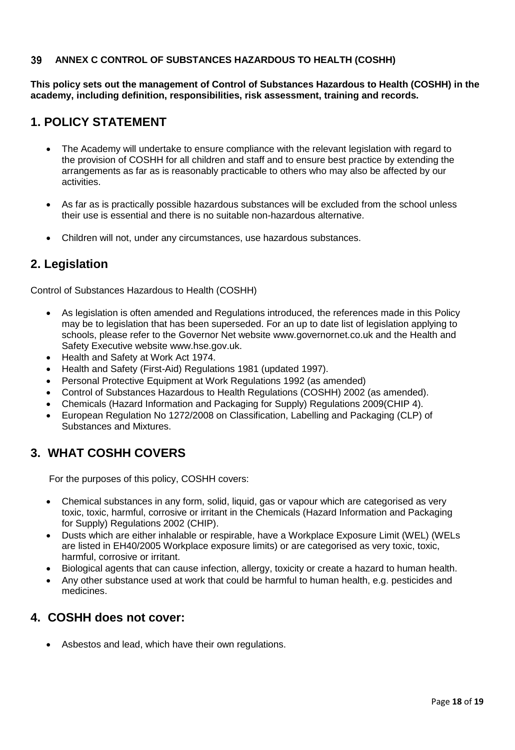## 39 ANNEX C CONTROL OF SUBSTANCES HAZARDOUS TO HEALTH (COSHH)

**This policy sets out the management of Control of Substances Hazardous to Health (COSHH) in the academy, including definition, responsibilities, risk assessment, training and records.**

## 1. POLICY STATEMENT

- The Academy will undertake to ensure compliance with the relevant legislation with regard to the provision of COSHH for all children and staff and to ensure best practice by extending the arrangements as far as is reasonably practicable to others who may also be affected by our activities.
- As far as is practically possible hazardous substances will be excluded from the school unless their use is essential and there is no suitable non-hazardous alternative.
- Children will not, under any circumstances, use hazardous substances.

## 2. Legislation

Control of Substances Hazardous to Health (COSHH)

- As legislation is often amended and Regulations introduced, the references made in this Policy may be to legislation that has been superseded. For an up to date list of legislation applying to schools, please refer to the Governor Net website www.governornet.co.uk and the Health and Safety Executive website www.hse.gov.uk.
- Health and Safety at Work Act 1974.
- Health and Safety (First-Aid) Regulations 1981 (updated 1997).
- Personal Protective Equipment at Work Regulations 1992 (as amended)
- Control of Substances Hazardous to Health Regulations (COSHH) 2002 (as amended).
- Chemicals (Hazard Information and Packaging for Supply) Regulations 2009(CHIP 4).
- European Regulation No 1272/2008 on Classification, Labelling and Packaging (CLP) of Substances and Mixtures.

## 3. WHAT COSHH COVERS

For the purposes of this policy, COSHH covers:

- Chemical substances in any form, solid, liquid, gas or vapour which are categorised as very toxic, toxic, harmful, corrosive or irritant in the Chemicals (Hazard Information and Packaging for Supply) Regulations 2002 (CHIP).
- Dusts which are either inhalable or respirable, have a Workplace Exposure Limit (WEL) (WELs are listed in EH40/2005 Workplace exposure limits) or are categorised as very toxic, toxic, harmful, corrosive or irritant.
- Biological agents that can cause infection, allergy, toxicity or create a hazard to human health.
- Any other substance used at work that could be harmful to human health, e.g. pesticides and medicines.

## 4. COSHH does not cover:

- Asbestos and lead, which have their own regulations.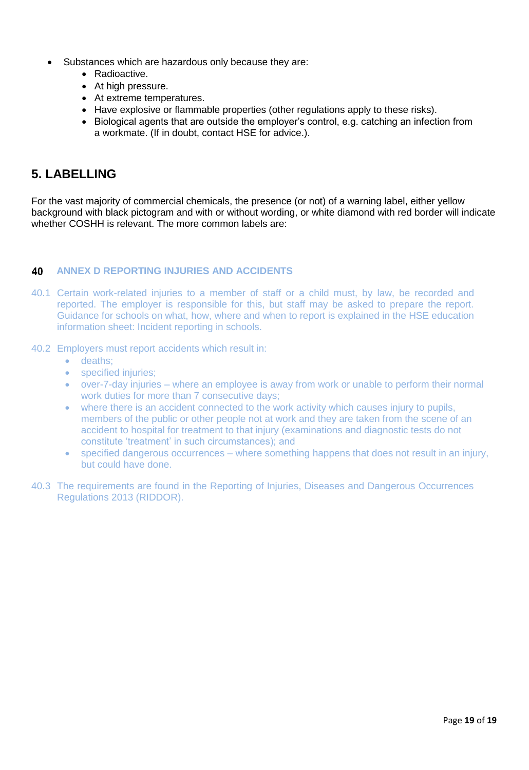- Substances which are hazardous only because they are:
  - Radioactive.
  - At high pressure.
  - At extreme temperatures.
  - Have explosive or flammable properties (other regulations apply to these risks).
  - Biological agents that are outside the employer's control, e.g. catching an infection from a workmate. (If in doubt, contact HSE for advice.).

## 5. LABELLING

For the vast majority of commercial chemicals, the presence (or not) of a warning label, either yellow background with black pictogram and with or without wording, or white diamond with red border will indicate whether COSHH is relevant. The more common labels are:

### 40 ANNEX D REPORTING INJURIES AND ACCIDENTS

40.1 Certain work-related injuries to a member of staff or a child must, by law, be recorded and reported. The employer is responsible for this, but staff may be asked to prepare the report. Guidance for schools on what, how, where and when to report is explained in the HSE education information sheet: Incident reporting in schools.

40.2 Employers must report accidents which result in:

- deaths;
- specified injuries;
- over-7-day injuries – where an employee is away from work or unable to perform their normal work duties for more than 7 consecutive days;
- where there is an accident connected to the work activity which causes injury to pupils, members of the public or other people not at work and they are taken from the scene of an accident to hospital for treatment to that injury (examinations and diagnostic tests do not constitute 'treatment' in such circumstances); and
- specified dangerous occurrences – where something happens that does not result in an injury, but could have done.

40.3 The requirements are found in the Reporting of Injuries, Diseases and Dangerous Occurrences Regulations 2013 (RIDDOR).